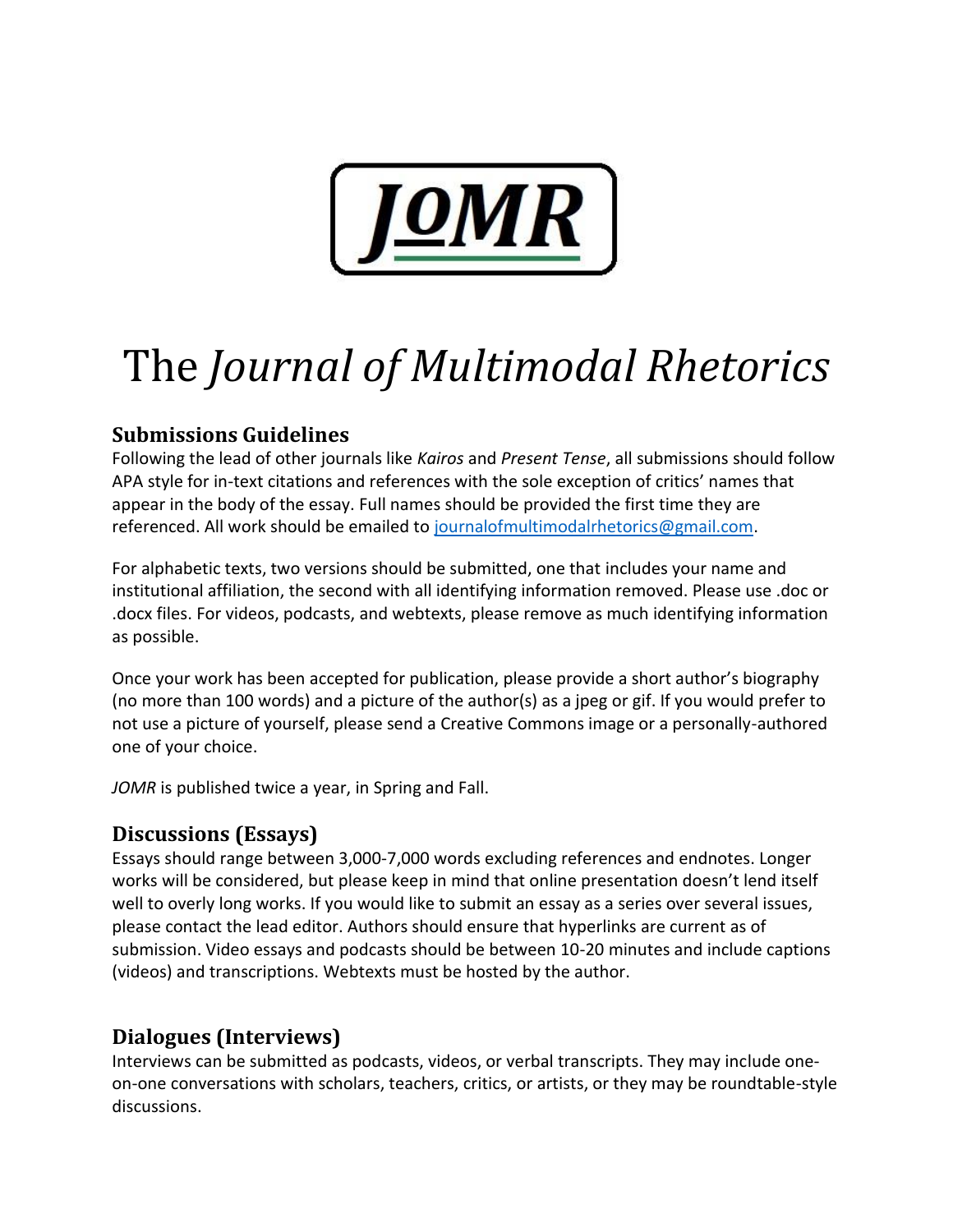JOMR

# The *Journal of Multimodal Rhetorics*

## Submissions Guidelines

Following the lead of other journals like *Kairos* and *Present Tense*, all submissions should follow APA style for in-text citations and references with the sole exception of critics' names that appear in the body of the essay. Full names should be provided the first time they are referenced. All work should be emailed to journalofmultimodalrhetorics@gmail.com.

For alphabetic texts, two versions should be submitted, one that includes your name and institutional affiliation, the second with all identifying information removed. Please use .doc or .docx files. For videos, podcasts, and webtexts, please remove as much identifying information as possible.

Once your work has been accepted for publication, please provide a short author's biography (no more than 100 words) and a picture of the author(s) as a jpeg or gif. If you would prefer to not use a picture of yourself, please send a Creative Commons image or a personally-authored one of your choice.

*JOMR* is published twice a year, in Spring and Fall.

## Discussions (Essays)

Essays should range between 3,000-7,000 words excluding references and endnotes. Longer works will be considered, but please keep in mind that online presentation doesn't lend itself well to overly long works. If you would like to submit an essay as a series over several issues, please contact the lead editor. Authors should ensure that hyperlinks are current as of submission. Video essays and podcasts should be between 10-20 minutes and include captions (videos) and transcriptions. Webtexts must be hosted by the author.

## Dialogues (Interviews)

Interviews can be submitted as podcasts, videos, or verbal transcripts. They may include one-on-one conversations with scholars, teachers, critics, or artists, or they may be roundtable-style discussions.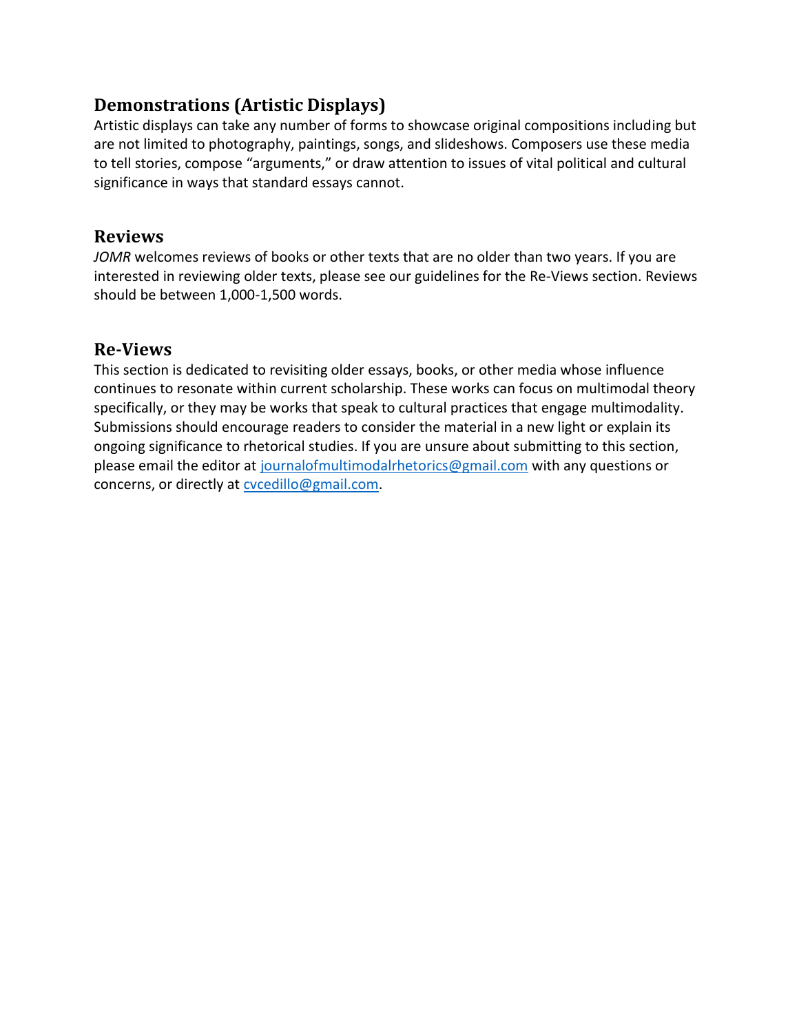## Demonstrations (Artistic Displays)

Artistic displays can take any number of forms to showcase original compositions including but are not limited to photography, paintings, songs, and slideshows. Composers use these media to tell stories, compose "arguments," or draw attention to issues of vital political and cultural significance in ways that standard essays cannot.

## Reviews

*JOMR* welcomes reviews of books or other texts that are no older than two years. If you are interested in reviewing older texts, please see our guidelines for the Re-Views section. Reviews should be between 1,000-1,500 words.

## Re-Views

This section is dedicated to revisiting older essays, books, or other media whose influence continues to resonate within current scholarship. These works can focus on multimodal theory specifically, or they may be works that speak to cultural practices that engage multimodality. Submissions should encourage readers to consider the material in a new light or explain its ongoing significance to rhetorical studies. If you are unsure about submitting to this section, please email the editor at journalofmultimodalrhetorics@gmail.com with any questions or concerns, or directly at cvcedillo@gmail.com.